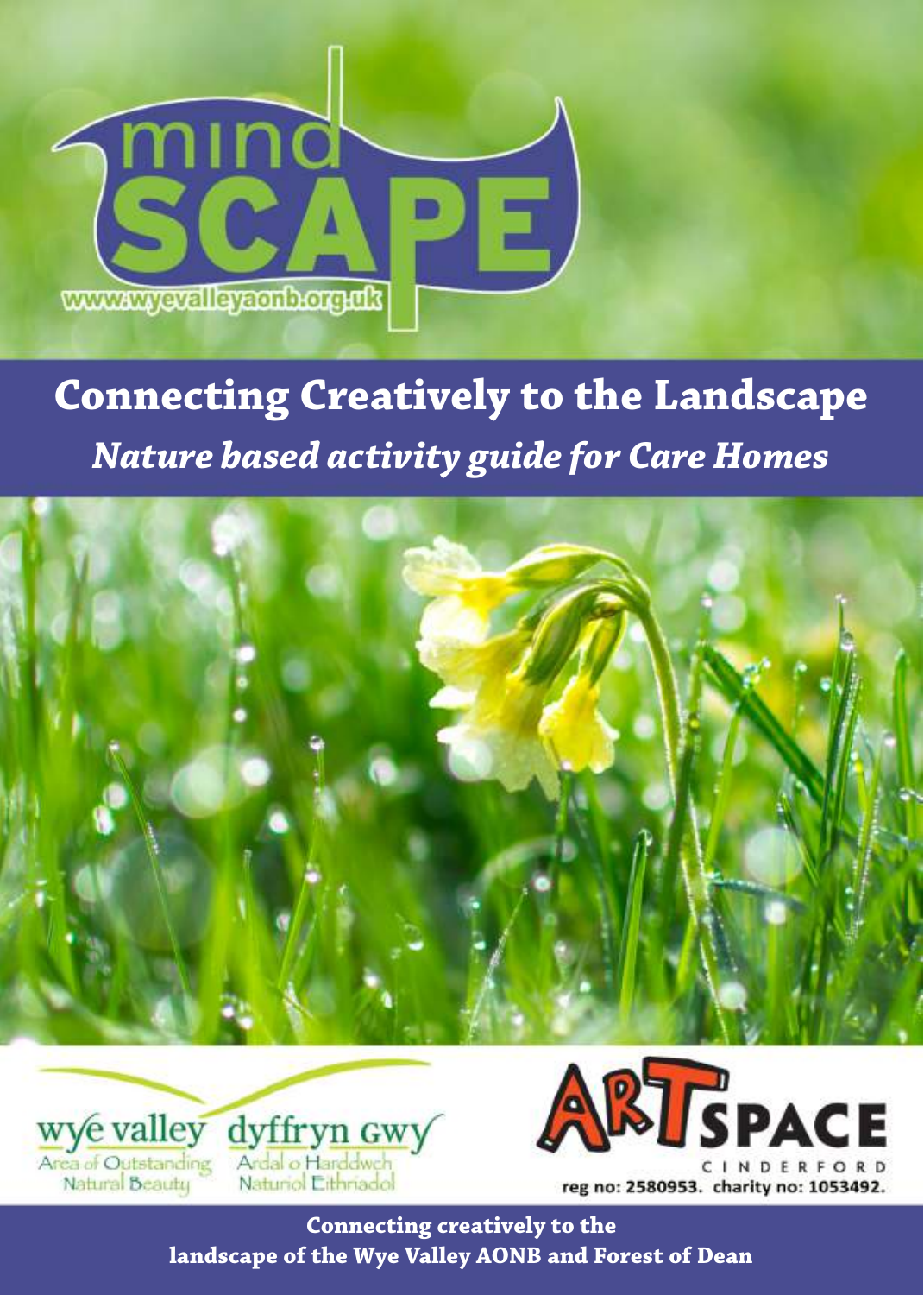# mind SCAPE

www.wyevalleyaonb.org.uk

## Connecting Creatively to the Landscape

***Nature based activity guide for Care Homes***

wye valley — Area of Outstanding Natural Beauty

dyffryn Gwy — Ardal o Harddwch Naturiol Eithriadol

ARTSPACE CINDERFORD

reg no: 2580953. charity no: 1053492.

**Connecting creatively to the landscape of the Wye Valley AONB and Forest of Dean**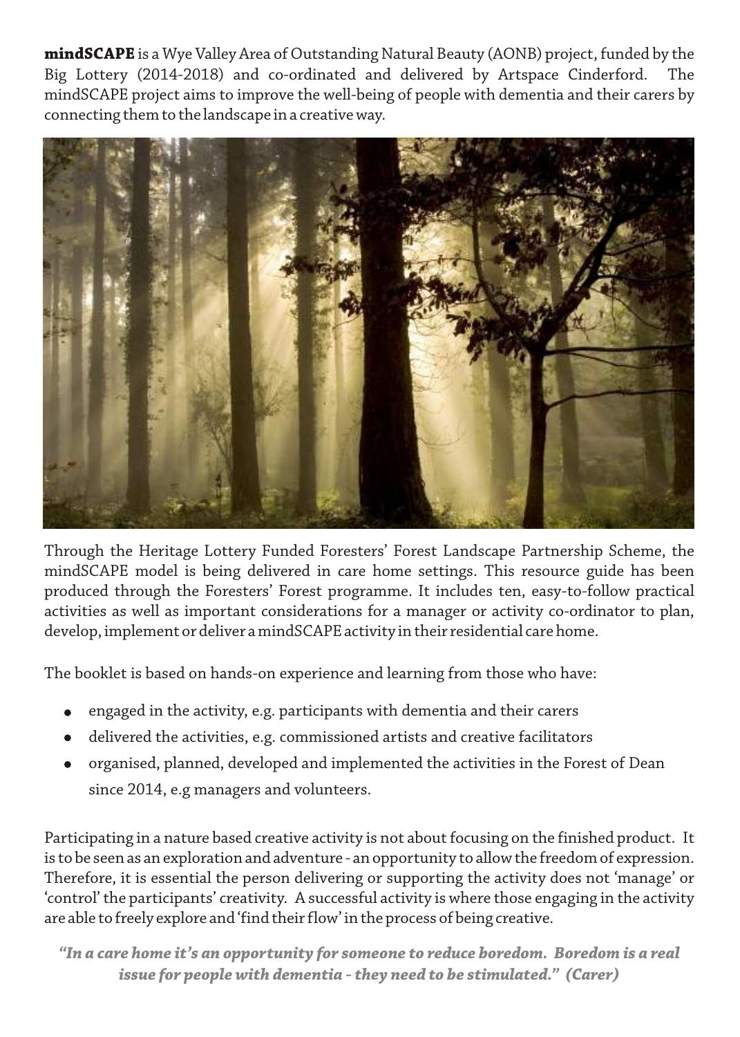**mindSCAPE** is a Wye Valley Area of Outstanding Natural Beauty (AONB) project, funded by the Big Lottery (2014-2018) and co-ordinated and delivered by Artspace Cinderford. The mindSCAPE project aims to improve the well-being of people with dementia and their carers by connecting them to the landscape in a creative way.

Through the Heritage Lottery Funded Foresters' Forest Landscape Partnership Scheme, the mindSCAPE model is being delivered in care home settings. This resource guide has been produced through the Foresters' Forest programme. It includes ten, easy-to-follow practical activities as well as important considerations for a manager or activity co-ordinator to plan, develop, implement or deliver a mindSCAPE activity in their residential care home.

The booklet is based on hands-on experience and learning from those who have:

- engaged in the activity, e.g. participants with dementia and their carers
- delivered the activities, e.g. commissioned artists and creative facilitators
- organised, planned, developed and implemented the activities in the Forest of Dean since 2014, e.g managers and volunteers.

Participating in a nature based creative activity is not about focusing on the finished product. It is to be seen as an exploration and adventure - an opportunity to allow the freedom of expression. Therefore, it is essential the person delivering or supporting the activity does not 'manage' or 'control' the participants' creativity. A successful activity is where those engaging in the activity are able to freely explore and 'find their flow' in the process of being creative.

***"In a care home it's an opportunity for someone to reduce boredom. Boredom is a real issue for people with dementia - they need to be stimulated." (Carer)***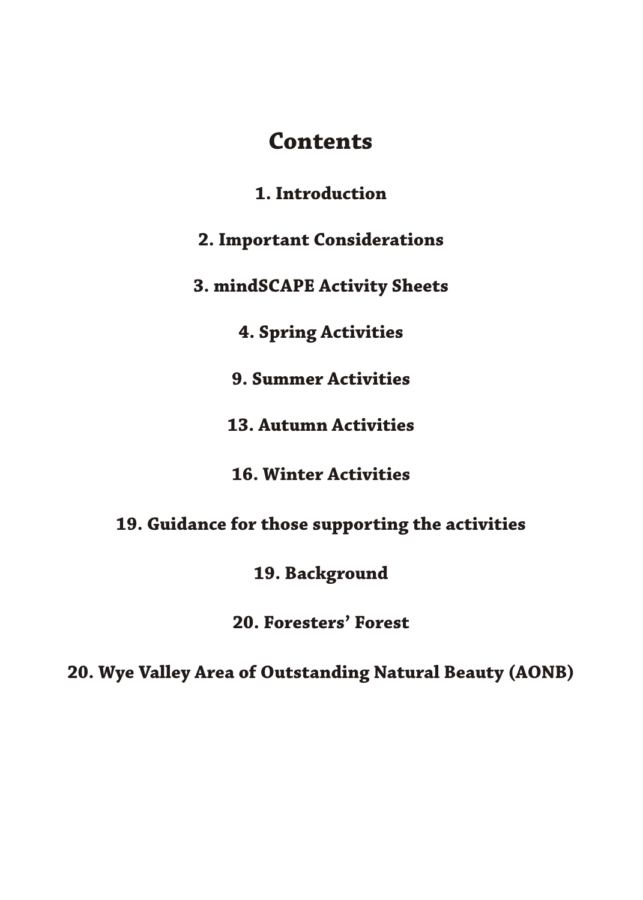# Contents

**1. Introduction**

**2. Important Considerations**

**3. mindSCAPE Activity Sheets**

**4. Spring Activities**

**9. Summer Activities**

**13. Autumn Activities**

**16. Winter Activities**

**19. Guidance for those supporting the activities**

**19. Background**

**20. Foresters' Forest**

**20. Wye Valley Area of Outstanding Natural Beauty (AONB)**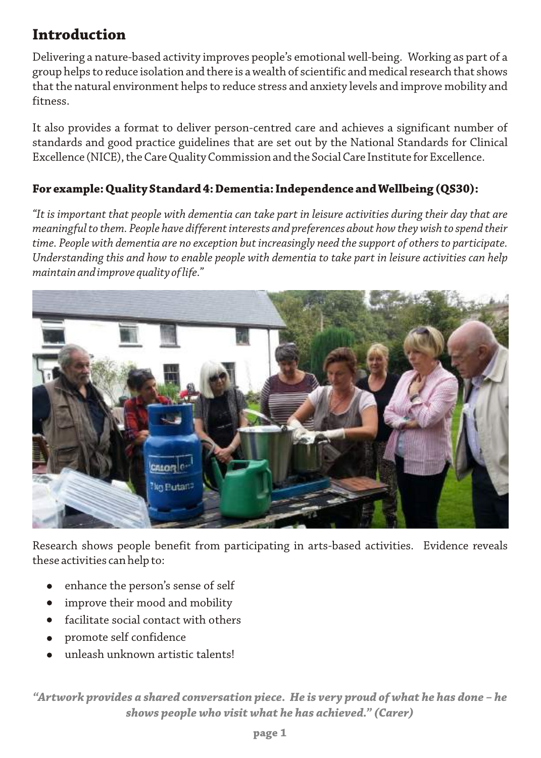## Introduction

Delivering a nature-based activity improves people's emotional well-being. Working as part of a group helps to reduce isolation and there is a wealth of scientific and medical research that shows that the natural environment helps to reduce stress and anxiety levels and improve mobility and fitness.

It also provides a format to deliver person-centred care and achieves a significant number of standards and good practice guidelines that are set out by the National Standards for Clinical Excellence (NICE), the Care Quality Commission and the Social Care Institute for Excellence.

### For example: Quality Standard 4: Dementia: Independence and Wellbeing (QS30):

*"It is important that people with dementia can take part in leisure activities during their day that are meaningful to them. People have different interests and preferences about how they wish to spend their time. People with dementia are no exception but increasingly need the support of others to participate. Understanding this and how to enable people with dementia to take part in leisure activities can help maintain and improve quality of life."*

Research shows people benefit from participating in arts-based activities. Evidence reveals these activities can help to:

- enhance the person's sense of self
- improve their mood and mobility
- facilitate social contact with others
- promote self confidence
- unleash unknown artistic talents!

***"Artwork provides a shared conversation piece. He is very proud of what he has done – he shows people who visit what he has achieved." (Carer)***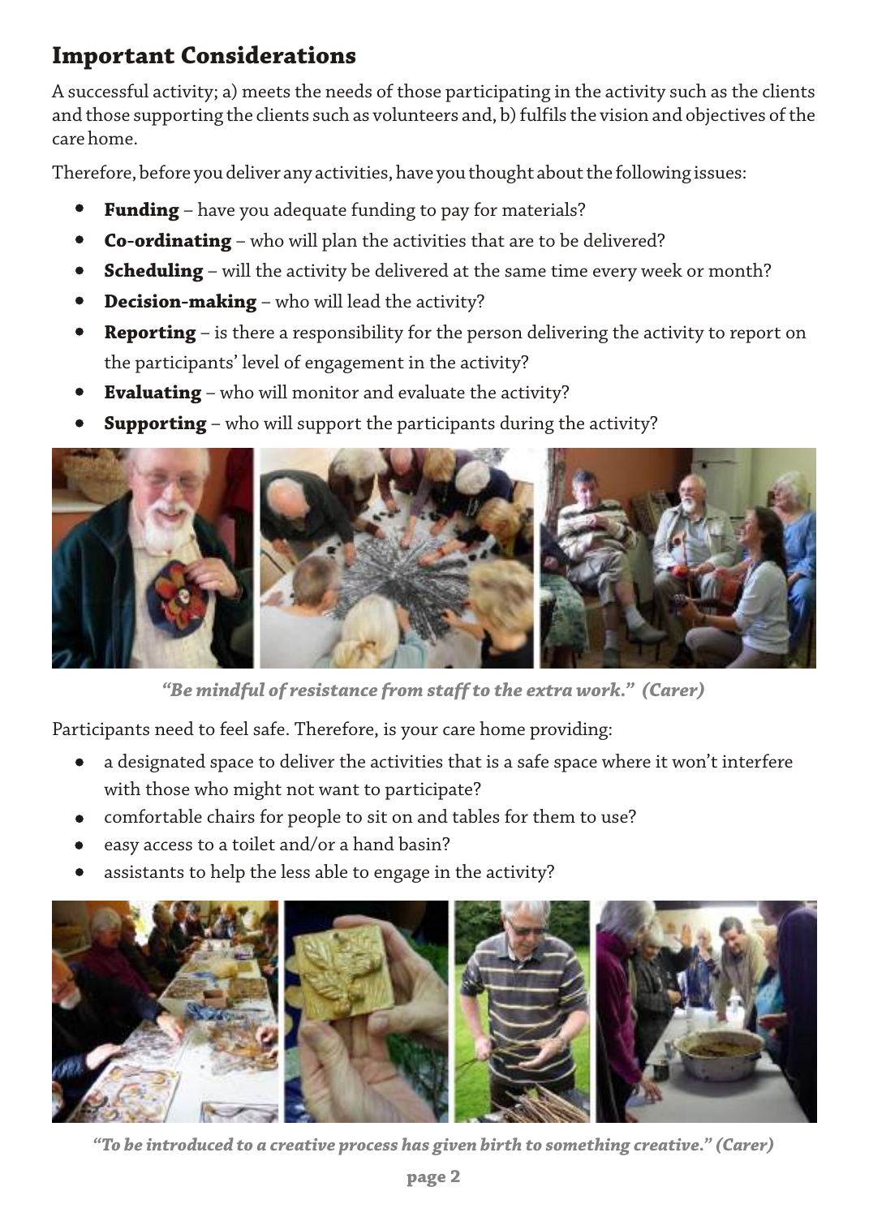## Important Considerations

A successful activity; a) meets the needs of those participating in the activity such as the clients and those supporting the clients such as volunteers and, b) fulfils the vision and objectives of the care home.

Therefore, before you deliver any activities, have you thought about the following issues:

- **Funding** – have you adequate funding to pay for materials?
- **Co-ordinating** – who will plan the activities that are to be delivered?
- **Scheduling** – will the activity be delivered at the same time every week or month?
- **Decision-making** – who will lead the activity?
- **Reporting** – is there a responsibility for the person delivering the activity to report on the participants' level of engagement in the activity?
- **Evaluating** – who will monitor and evaluate the activity?
- **Supporting** – who will support the participants during the activity?

***"Be mindful of resistance from staff to the extra work." (Carer)***

Participants need to feel safe. Therefore, is your care home providing:

- a designated space to deliver the activities that is a safe space where it won't interfere with those who might not want to participate?
- comfortable chairs for people to sit on and tables for them to use?
- easy access to a toilet and/or a hand basin?
- assistants to help the less able to engage in the activity?

***"To be introduced to a creative process has given birth to something creative." (Carer)***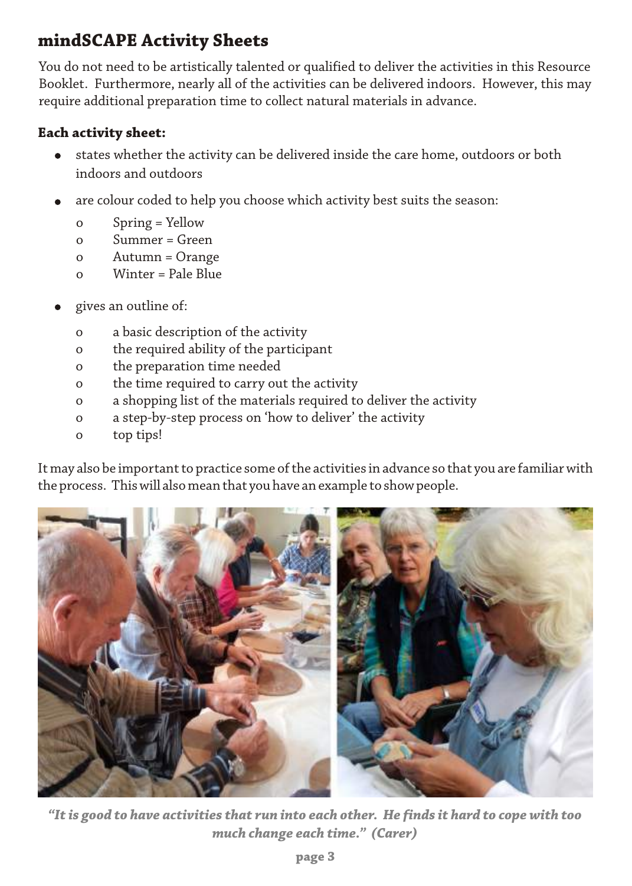## mindSCAPE Activity Sheets

You do not need to be artistically talented or qualified to deliver the activities in this Resource Booklet. Furthermore, nearly all of the activities can be delivered indoors. However, this may require additional preparation time to collect natural materials in advance.

**Each activity sheet:**

- states whether the activity can be delivered inside the care home, outdoors or both indoors and outdoors
- are colour coded to help you choose which activity best suits the season:
  - Spring = Yellow
  - Summer = Green
  - Autumn = Orange
  - Winter = Pale Blue
- gives an outline of:
  - a basic description of the activity
  - the required ability of the participant
  - the preparation time needed
  - the time required to carry out the activity
  - a shopping list of the materials required to deliver the activity
  - a step-by-step process on 'how to deliver' the activity
  - top tips!

It may also be important to practice some of the activities in advance so that you are familiar with the process. This will also mean that you have an example to show people.

***"It is good to have activities that run into each other. He finds it hard to cope with too much change each time." (Carer)***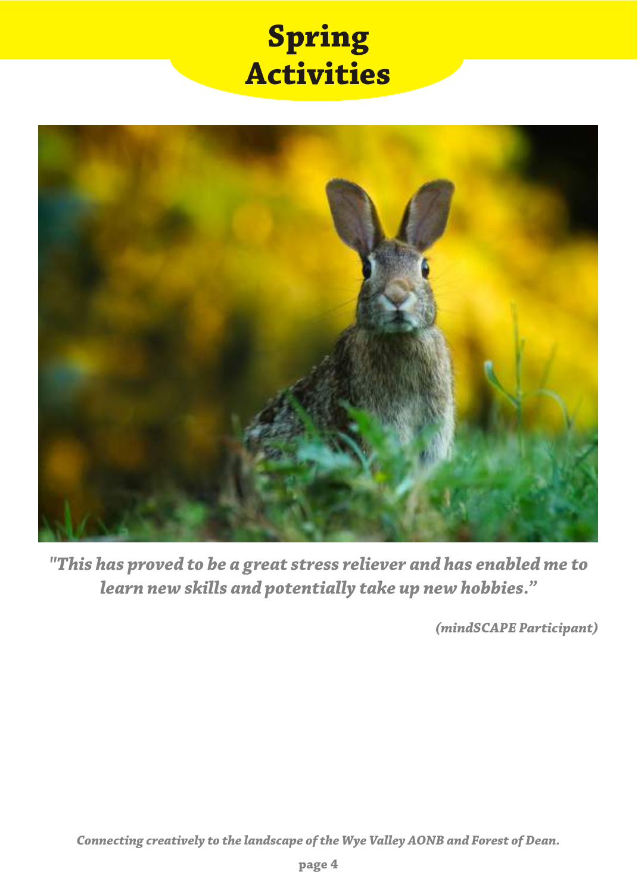# Spring Activities

*"This has proved to be a great stress reliever and has enabled me to learn new skills and potentially take up new hobbies."*

*(mindSCAPE Participant)*

*Connecting creatively to the landscape of the Wye Valley AONB and Forest of Dean.*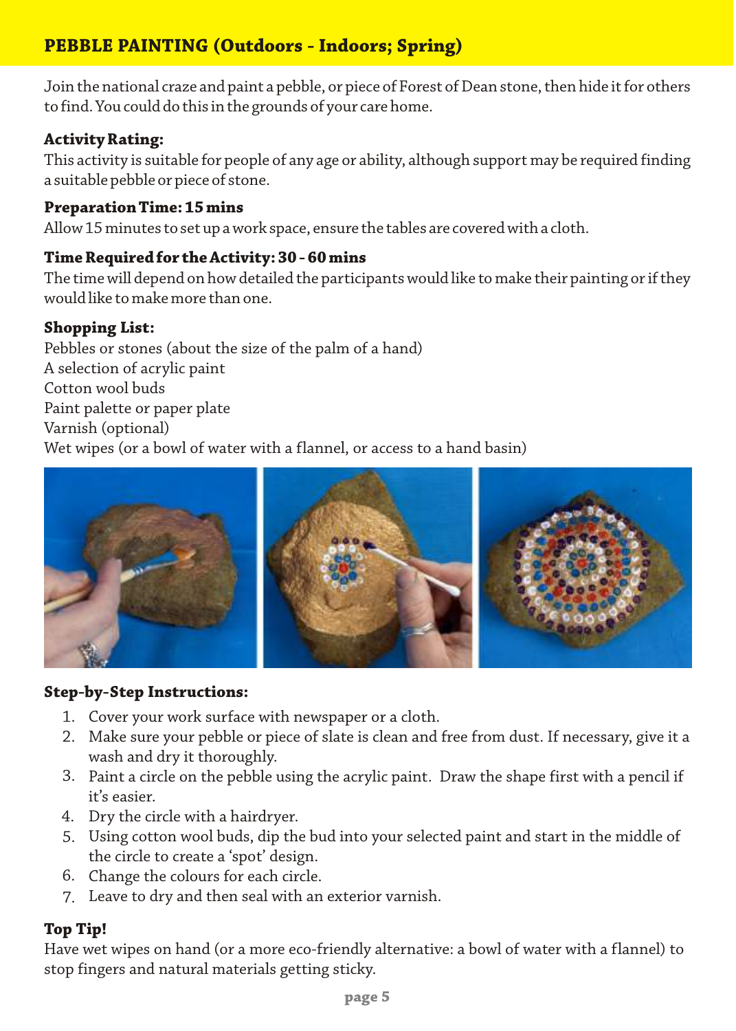## PEBBLE PAINTING (Outdoors - Indoors; Spring)

Join the national craze and paint a pebble, or piece of Forest of Dean stone, then hide it for others to find. You could do this in the grounds of your care home.

**Activity Rating:**
This activity is suitable for people of any age or ability, although support may be required finding a suitable pebble or piece of stone.

**Preparation Time: 15 mins**
Allow 15 minutes to set up a work space, ensure the tables are covered with a cloth.

**Time Required for the Activity: 30 - 60 mins**
The time will depend on how detailed the participants would like to make their painting or if they would like to make more than one.

**Shopping List:**
Pebbles or stones (about the size of the palm of a hand)
A selection of acrylic paint
Cotton wool buds
Paint palette or paper plate
Varnish (optional)
Wet wipes (or a bowl of water with a flannel, or access to a hand basin)

**Step-by-Step Instructions:**

1. Cover your work surface with newspaper or a cloth.
2. Make sure your pebble or piece of slate is clean and free from dust. If necessary, give it a wash and dry it thoroughly.
3. Paint a circle on the pebble using the acrylic paint. Draw the shape first with a pencil if it's easier.
4. Dry the circle with a hairdryer.
5. Using cotton wool buds, dip the bud into your selected paint and start in the middle of the circle to create a 'spot' design.
6. Change the colours for each circle.
7. Leave to dry and then seal with an exterior varnish.

**Top Tip!**
Have wet wipes on hand (or a more eco-friendly alternative: a bowl of water with a flannel) to stop fingers and natural materials getting sticky.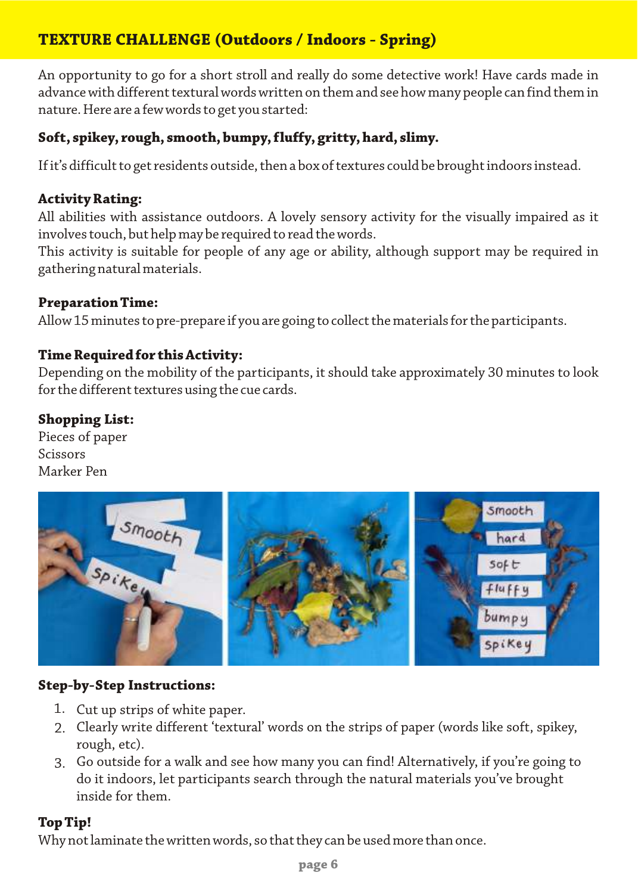## TEXTURE CHALLENGE (Outdoors / Indoors - Spring)

An opportunity to go for a short stroll and really do some detective work! Have cards made in advance with different textural words written on them and see how many people can find them in nature. Here are a few words to get you started:

**Soft, spikey, rough, smooth, bumpy, fluffy, gritty, hard, slimy.**

If it's difficult to get residents outside, then a box of textures could be brought indoors instead.

### Activity Rating:

All abilities with assistance outdoors. A lovely sensory activity for the visually impaired as it involves touch, but help may be required to read the words.

This activity is suitable for people of any age or ability, although support may be required in gathering natural materials.

### Preparation Time:

Allow 15 minutes to pre-prepare if you are going to collect the materials for the participants.

### Time Required for this Activity:

Depending on the mobility of the participants, it should take approximately 30 minutes to look for the different textures using the cue cards.

### Shopping List:

Pieces of paper
Scissors
Marker Pen

### Step-by-Step Instructions:

1. Cut up strips of white paper.
2. Clearly write different 'textural' words on the strips of paper (words like soft, spikey, rough, etc).
3. Go outside for a walk and see how many you can find! Alternatively, if you're going to do it indoors, let participants search through the natural materials you've brought inside for them.

### Top Tip!

Why not laminate the written words, so that they can be used more than once.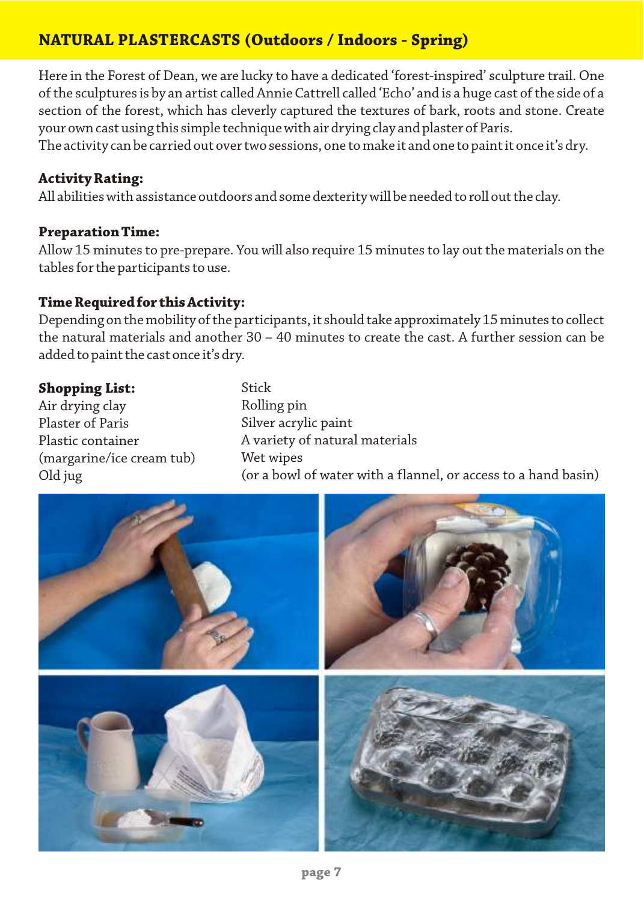## NATURAL PLASTERCASTS (Outdoors / Indoors - Spring)

Here in the Forest of Dean, we are lucky to have a dedicated 'forest-inspired' sculpture trail. One of the sculptures is by an artist called Annie Cattrell called 'Echo' and is a huge cast of the side of a section of the forest, which has cleverly captured the textures of bark, roots and stone. Create your own cast using this simple technique with air drying clay and plaster of Paris.
The activity can be carried out over two sessions, one to make it and one to paint it once it's dry.

**Activity Rating:**
All abilities with assistance outdoors and some dexterity will be needed to roll out the clay.

**Preparation Time:**
Allow 15 minutes to pre-prepare. You will also require 15 minutes to lay out the materials on the tables for the participants to use.

**Time Required for this Activity:**
Depending on the mobility of the participants, it should take approximately 15 minutes to collect the natural materials and another 30 – 40 minutes to create the cast. A further session can be added to paint the cast once it's dry.

**Shopping List:**
Air drying clay
Plaster of Paris
Plastic container
(margarine/ice cream tub)
Old jug
Stick
Rolling pin
Silver acrylic paint
A variety of natural materials
Wet wipes
(or a bowl of water with a flannel, or access to a hand basin)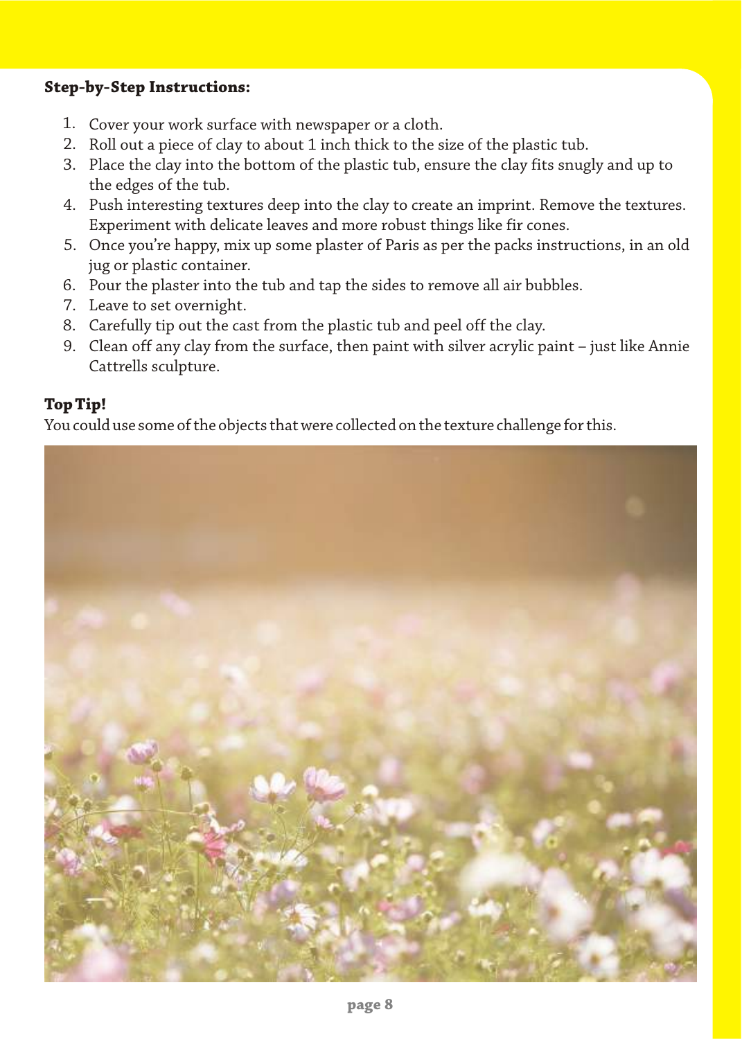**Step-by-Step Instructions:**

1. Cover your work surface with newspaper or a cloth.
2. Roll out a piece of clay to about 1 inch thick to the size of the plastic tub.
3. Place the clay into the bottom of the plastic tub, ensure the clay fits snugly and up to the edges of the tub.
4. Push interesting textures deep into the clay to create an imprint. Remove the textures. Experiment with delicate leaves and more robust things like fir cones.
5. Once you're happy, mix up some plaster of Paris as per the packs instructions, in an old jug or plastic container.
6. Pour the plaster into the tub and tap the sides to remove all air bubbles.
7. Leave to set overnight.
8. Carefully tip out the cast from the plastic tub and peel off the clay.
9. Clean off any clay from the surface, then paint with silver acrylic paint – just like Annie Cattrells sculpture.

**Top Tip!**

You could use some of the objects that were collected on the texture challenge for this.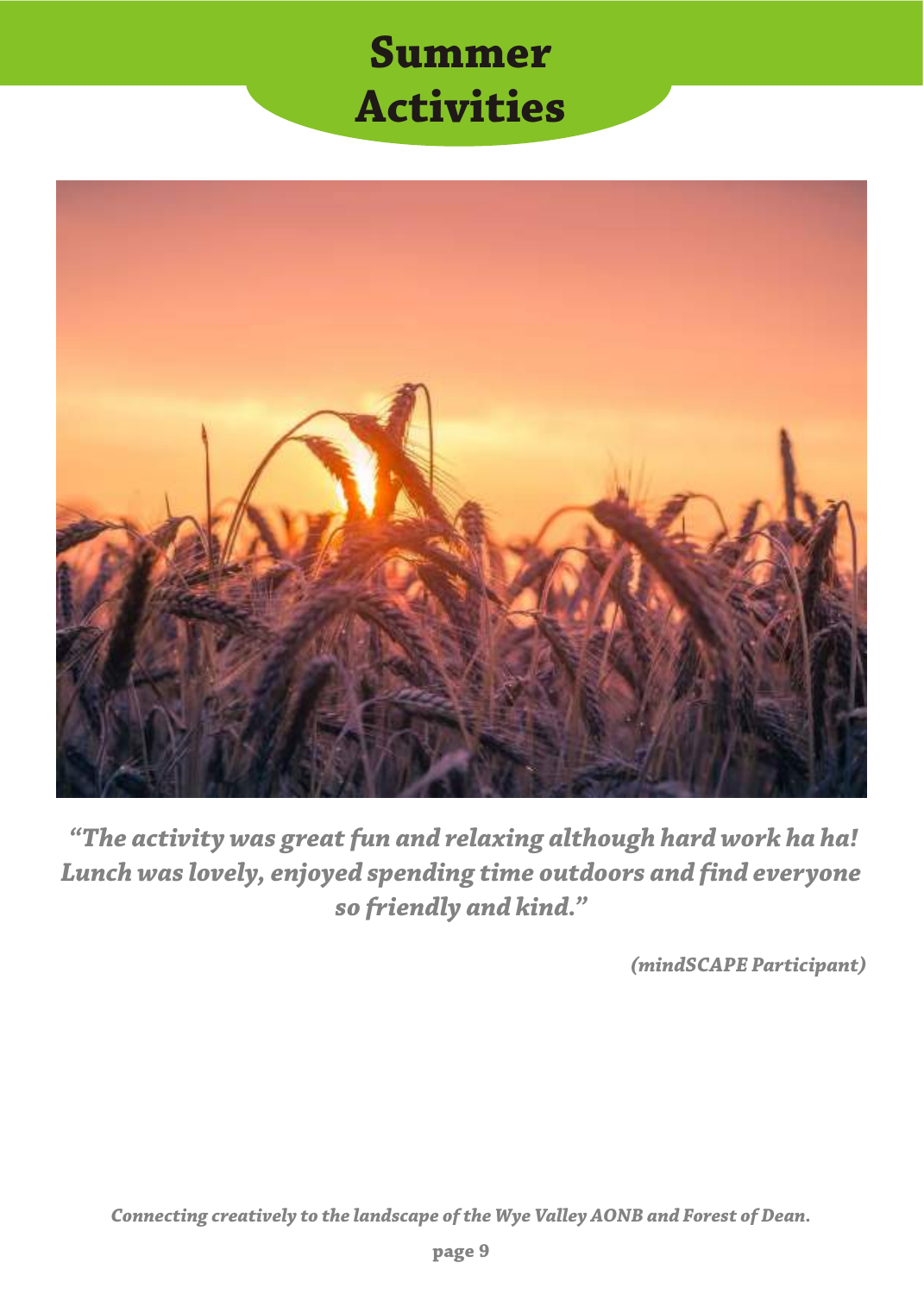# Summer Activities

*"The activity was great fun and relaxing although hard work ha ha! Lunch was lovely, enjoyed spending time outdoors and find everyone so friendly and kind."*

*(mindSCAPE Participant)*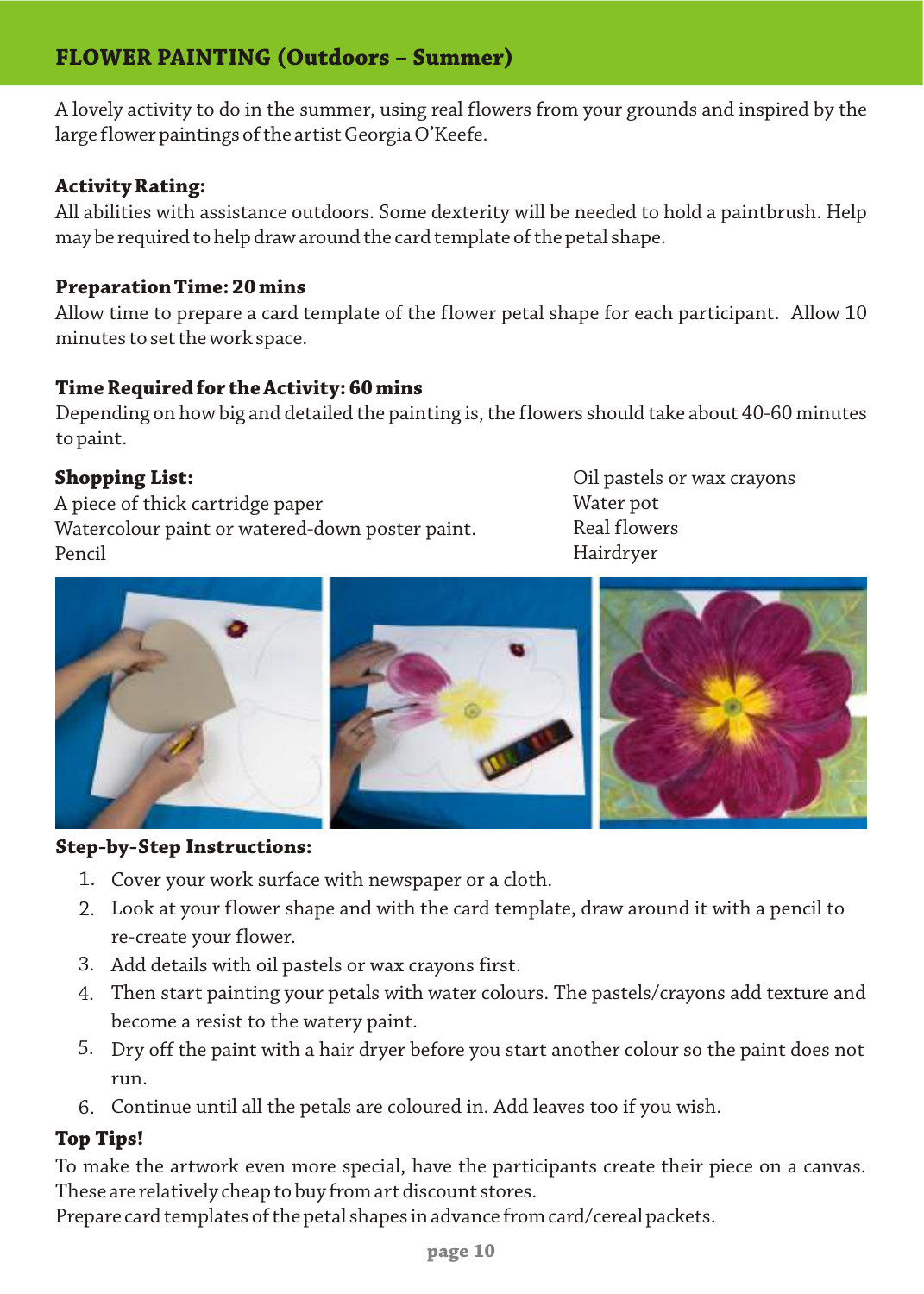## FLOWER PAINTING (Outdoors – Summer)

A lovely activity to do in the summer, using real flowers from your grounds and inspired by the large flower paintings of the artist Georgia O'Keefe.

**Activity Rating:**
All abilities with assistance outdoors. Some dexterity will be needed to hold a paintbrush. Help may be required to help draw around the card template of the petal shape.

**Preparation Time: 20 mins**
Allow time to prepare a card template of the flower petal shape for each participant. Allow 10 minutes to set the work space.

**Time Required for the Activity: 60 mins**
Depending on how big and detailed the painting is, the flowers should take about 40-60 minutes to paint.

**Shopping List:**
A piece of thick cartridge paper
Watercolour paint or watered-down poster paint.
Pencil
Oil pastels or wax crayons
Water pot
Real flowers
Hairdryer

**Step-by-Step Instructions:**

1. Cover your work surface with newspaper or a cloth.
2. Look at your flower shape and with the card template, draw around it with a pencil to re-create your flower.
3. Add details with oil pastels or wax crayons first.
4. Then start painting your petals with water colours. The pastels/crayons add texture and become a resist to the watery paint.
5. Dry off the paint with a hair dryer before you start another colour so the paint does not run.
6. Continue until all the petals are coloured in. Add leaves too if you wish.

**Top Tips!**
To make the artwork even more special, have the participants create their piece on a canvas. These are relatively cheap to buy from art discount stores.
Prepare card templates of the petal shapes in advance from card/cereal packets.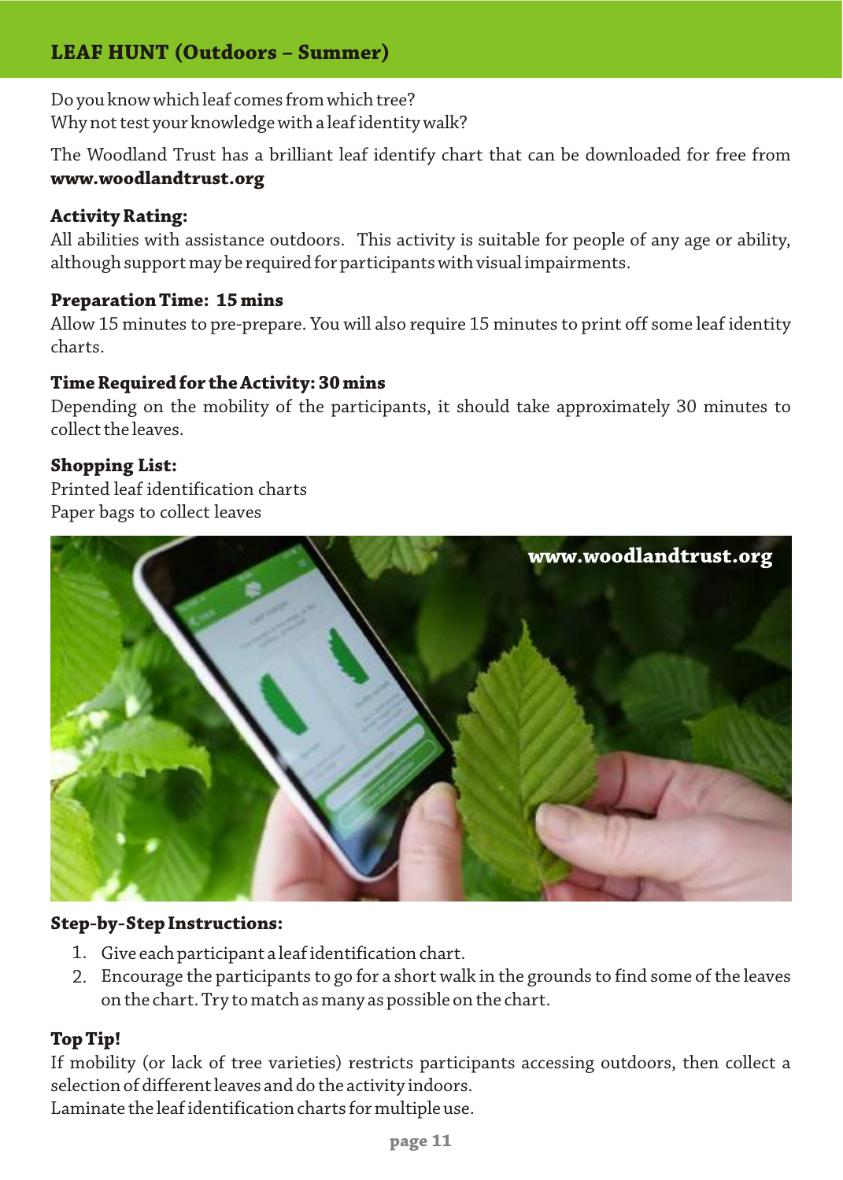## LEAF HUNT (Outdoors – Summer)

Do you know which leaf comes from which tree?
Why not test your knowledge with a leaf identity walk?

The Woodland Trust has a brilliant leaf identify chart that can be downloaded for free from **www.woodlandtrust.org**

**Activity Rating:**
All abilities with assistance outdoors. This activity is suitable for people of any age or ability, although support may be required for participants with visual impairments.

**Preparation Time: 15 mins**
Allow 15 minutes to pre-prepare. You will also require 15 minutes to print off some leaf identity charts.

**Time Required for the Activity: 30 mins**
Depending on the mobility of the participants, it should take approximately 30 minutes to collect the leaves.

**Shopping List:**
Printed leaf identification charts
Paper bags to collect leaves

**www.woodlandtrust.org**

**Step-by-Step Instructions:**

1. Give each participant a leaf identification chart.
2. Encourage the participants to go for a short walk in the grounds to find some of the leaves on the chart. Try to match as many as possible on the chart.

**Top Tip!**
If mobility (or lack of tree varieties) restricts participants accessing outdoors, then collect a selection of different leaves and do the activity indoors.
Laminate the leaf identification charts for multiple use.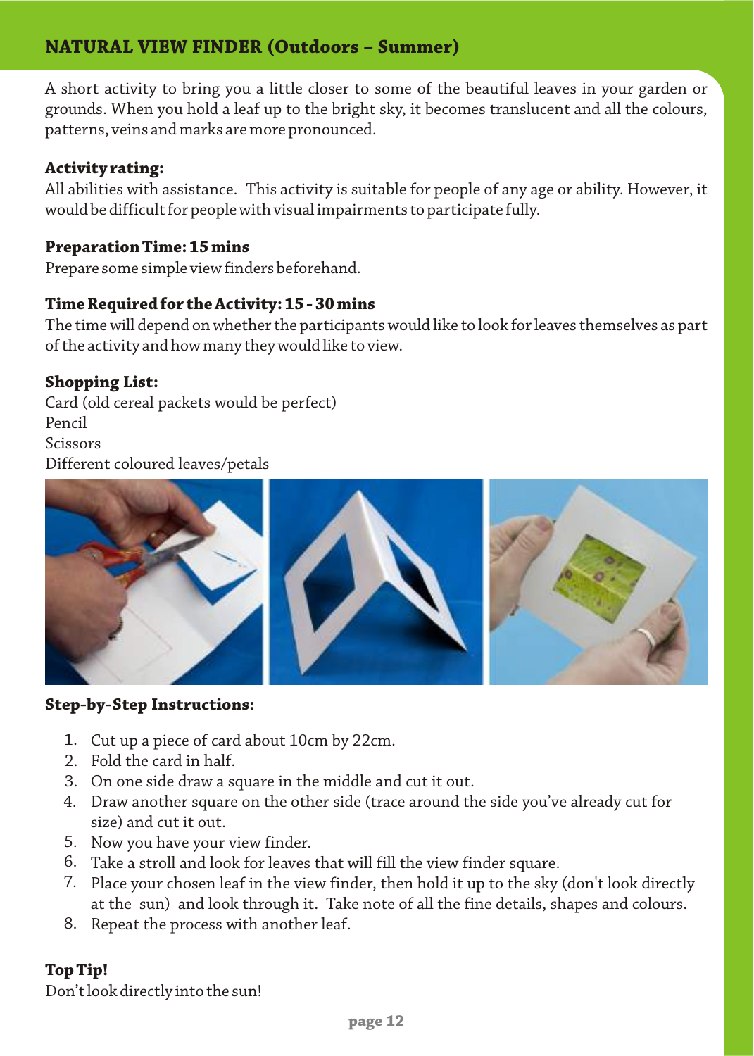## NATURAL VIEW FINDER (Outdoors – Summer)

A short activity to bring you a little closer to some of the beautiful leaves in your garden or grounds. When you hold a leaf up to the bright sky, it becomes translucent and all the colours, patterns, veins and marks are more pronounced.

**Activity rating:**
All abilities with assistance. This activity is suitable for people of any age or ability. However, it would be difficult for people with visual impairments to participate fully.

**Preparation Time: 15 mins**
Prepare some simple view finders beforehand.

**Time Required for the Activity: 15 - 30 mins**
The time will depend on whether the participants would like to look for leaves themselves as part of the activity and how many they would like to view.

**Shopping List:**
Card (old cereal packets would be perfect)
Pencil
Scissors
Different coloured leaves/petals

**Step-by-Step Instructions:**

1. Cut up a piece of card about 10cm by 22cm.
2. Fold the card in half.
3. On one side draw a square in the middle and cut it out.
4. Draw another square on the other side (trace around the side you've already cut for size) and cut it out.
5. Now you have your view finder.
6. Take a stroll and look for leaves that will fill the view finder square.
7. Place your chosen leaf in the view finder, then hold it up to the sky (don't look directly at the sun) and look through it. Take note of all the fine details, shapes and colours.
8. Repeat the process with another leaf.

**Top Tip!**
Don't look directly into the sun!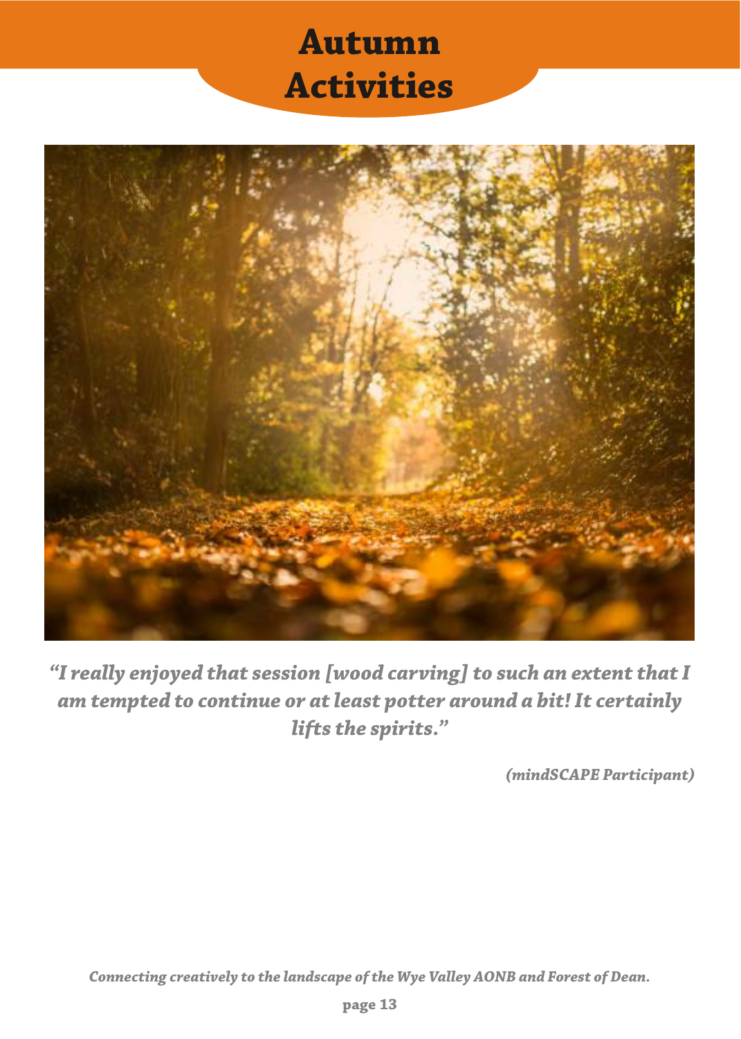# Autumn Activities

*"I really enjoyed that session [wood carving] to such an extent that I am tempted to continue or at least potter around a bit! It certainly lifts the spirits."*

*(mindSCAPE Participant)*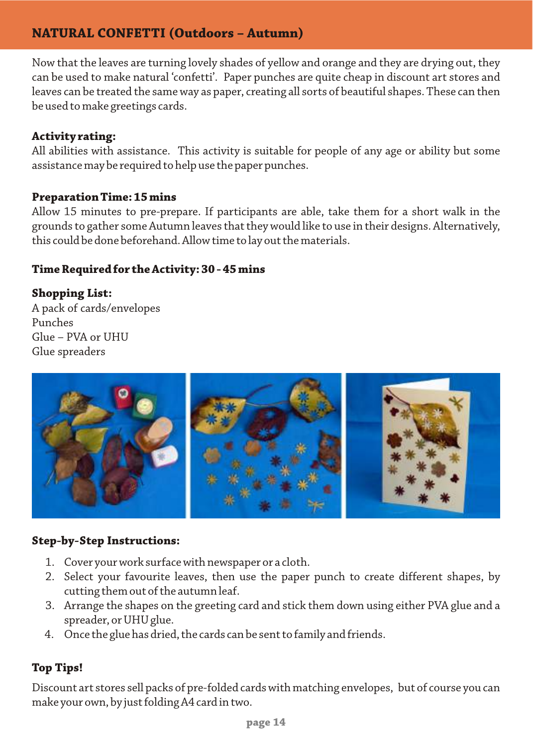## NATURAL CONFETTI (Outdoors – Autumn)

Now that the leaves are turning lovely shades of yellow and orange and they are drying out, they can be used to make natural 'confetti'. Paper punches are quite cheap in discount art stores and leaves can be treated the same way as paper, creating all sorts of beautiful shapes. These can then be used to make greetings cards.

**Activity rating:**
All abilities with assistance. This activity is suitable for people of any age or ability but some assistance may be required to help use the paper punches.

**Preparation Time: 15 mins**
Allow 15 minutes to pre-prepare. If participants are able, take them for a short walk in the grounds to gather some Autumn leaves that they would like to use in their designs. Alternatively, this could be done beforehand. Allow time to lay out the materials.

**Time Required for the Activity: 30 - 45 mins**

**Shopping List:**
A pack of cards/envelopes
Punches
Glue – PVA or UHU
Glue spreaders

**Step-by-Step Instructions:**

1. Cover your work surface with newspaper or a cloth.
2. Select your favourite leaves, then use the paper punch to create different shapes, by cutting them out of the autumn leaf.
3. Arrange the shapes on the greeting card and stick them down using either PVA glue and a spreader, or UHU glue.
4. Once the glue has dried, the cards can be sent to family and friends.

**Top Tips!**

Discount art stores sell packs of pre-folded cards with matching envelopes, but of course you can make your own, by just folding A4 card in two.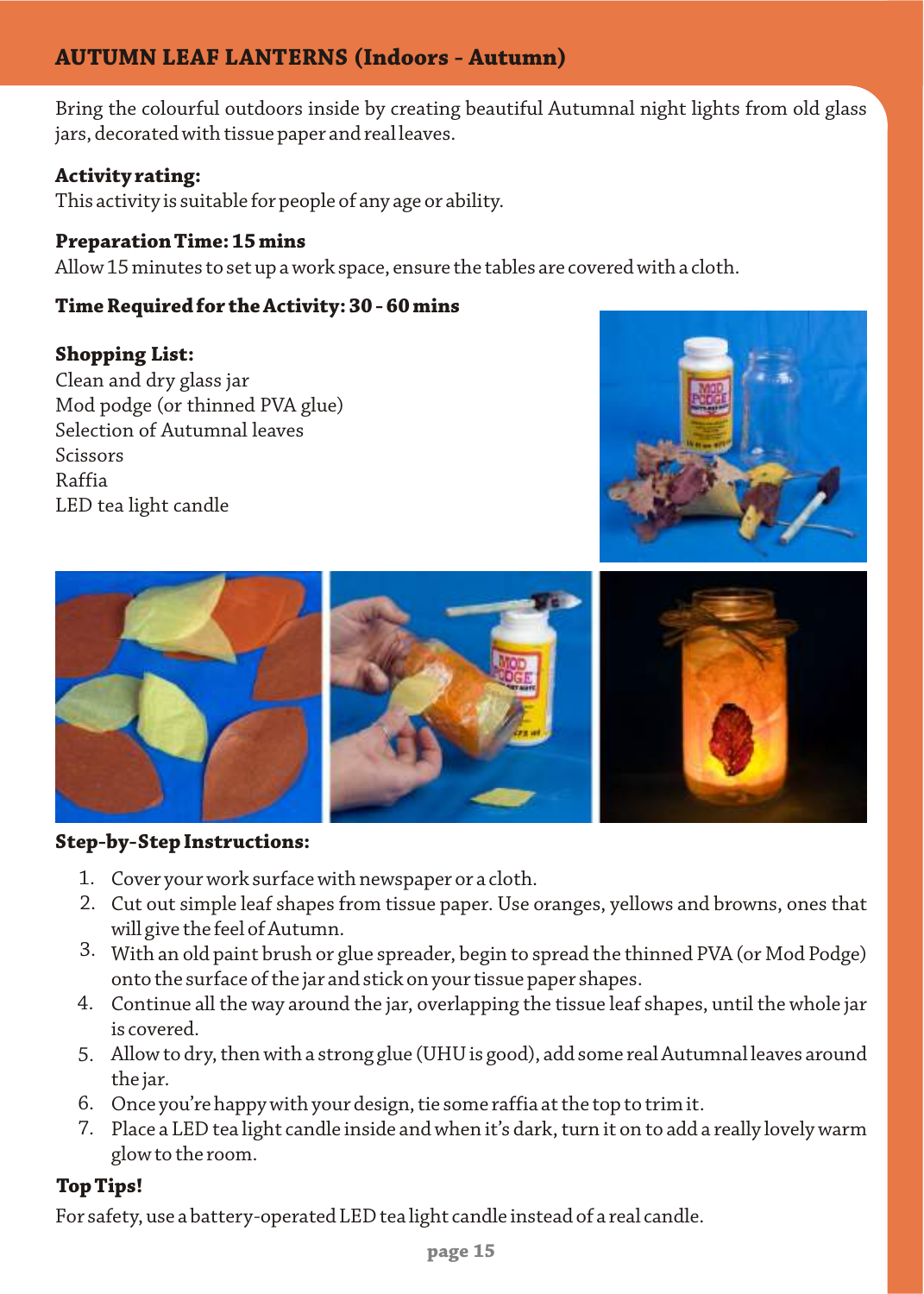## AUTUMN LEAF LANTERNS (Indoors - Autumn)

Bring the colourful outdoors inside by creating beautiful Autumnal night lights from old glass jars, decorated with tissue paper and real leaves.

**Activity rating:**
This activity is suitable for people of any age or ability.

**Preparation Time: 15 mins**
Allow 15 minutes to set up a work space, ensure the tables are covered with a cloth.

**Time Required for the Activity: 30 - 60 mins**

**Shopping List:**
Clean and dry glass jar
Mod podge (or thinned PVA glue)
Selection of Autumnal leaves
Scissors
Raffia
LED tea light candle

**Step-by-Step Instructions:**

1. Cover your work surface with newspaper or a cloth.
2. Cut out simple leaf shapes from tissue paper. Use oranges, yellows and browns, ones that will give the feel of Autumn.
3. With an old paint brush or glue spreader, begin to spread the thinned PVA (or Mod Podge) onto the surface of the jar and stick on your tissue paper shapes.
4. Continue all the way around the jar, overlapping the tissue leaf shapes, until the whole jar is covered.
5. Allow to dry, then with a strong glue (UHU is good), add some real Autumnal leaves around the jar.
6. Once you're happy with your design, tie some raffia at the top to trim it.
7. Place a LED tea light candle inside and when it's dark, turn it on to add a really lovely warm glow to the room.

**Top Tips!**

For safety, use a battery-operated LED tea light candle instead of a real candle.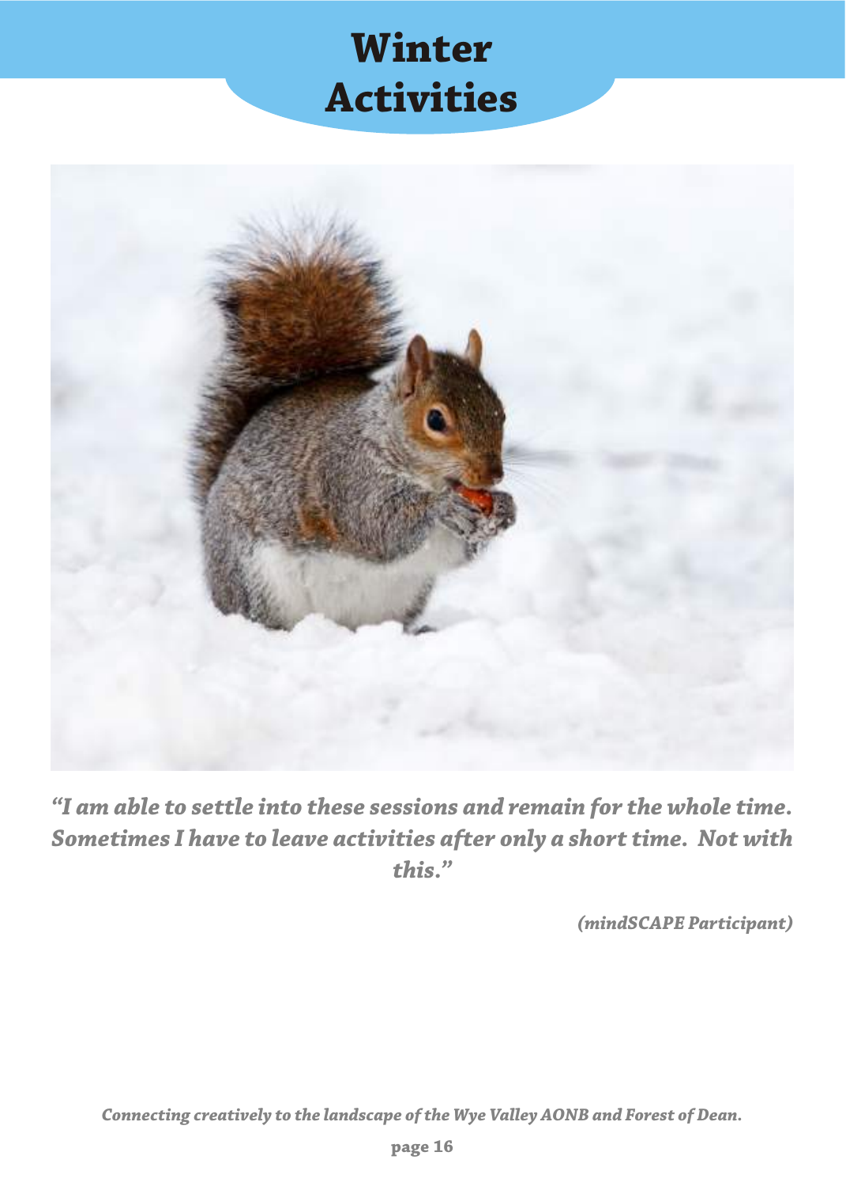# Winter Activities

*"I am able to settle into these sessions and remain for the whole time. Sometimes I have to leave activities after only a short time. Not with this."*

***(mindSCAPE Participant)***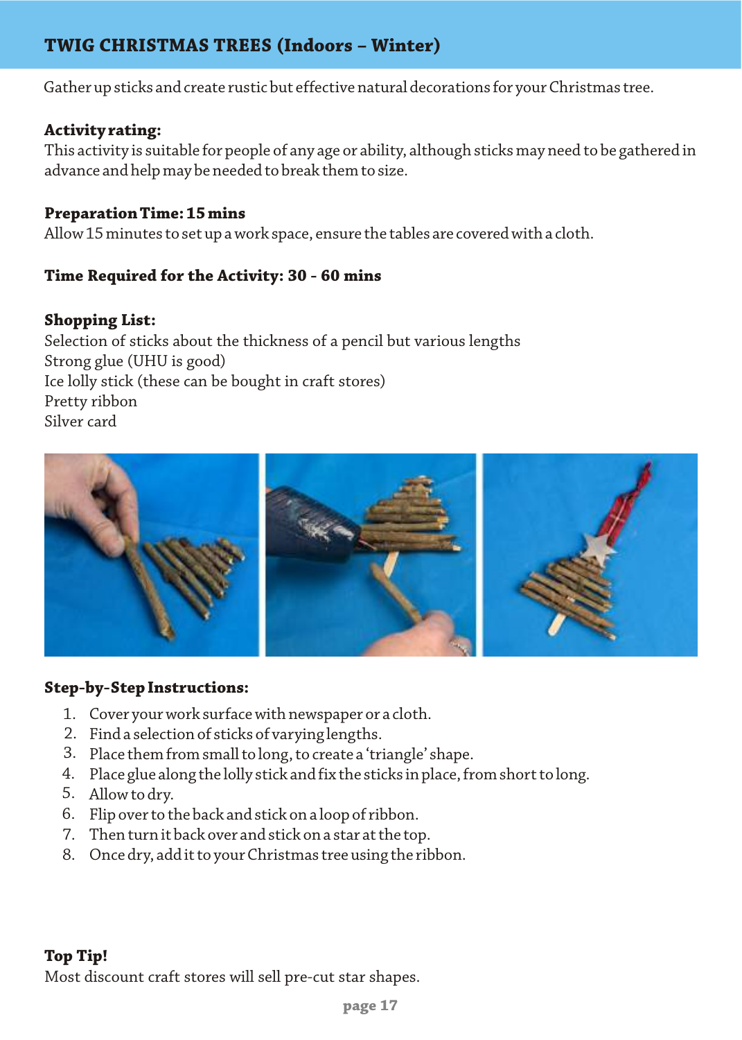## TWIG CHRISTMAS TREES (Indoors – Winter)

Gather up sticks and create rustic but effective natural decorations for your Christmas tree.

**Activity rating:**
This activity is suitable for people of any age or ability, although sticks may need to be gathered in advance and help may be needed to break them to size.

**Preparation Time: 15 mins**
Allow 15 minutes to set up a work space, ensure the tables are covered with a cloth.

**Time Required for the Activity: 30 - 60 mins**

**Shopping List:**
Selection of sticks about the thickness of a pencil but various lengths
Strong glue (UHU is good)
Ice lolly stick (these can be bought in craft stores)
Pretty ribbon
Silver card

**Step-by-Step Instructions:**

1. Cover your work surface with newspaper or a cloth.
2. Find a selection of sticks of varying lengths.
3. Place them from small to long, to create a 'triangle' shape.
4. Place glue along the lolly stick and fix the sticks in place, from short to long.
5. Allow to dry.
6. Flip over to the back and stick on a loop of ribbon.
7. Then turn it back over and stick on a star at the top.
8. Once dry, add it to your Christmas tree using the ribbon.

**Top Tip!**
Most discount craft stores will sell pre-cut star shapes.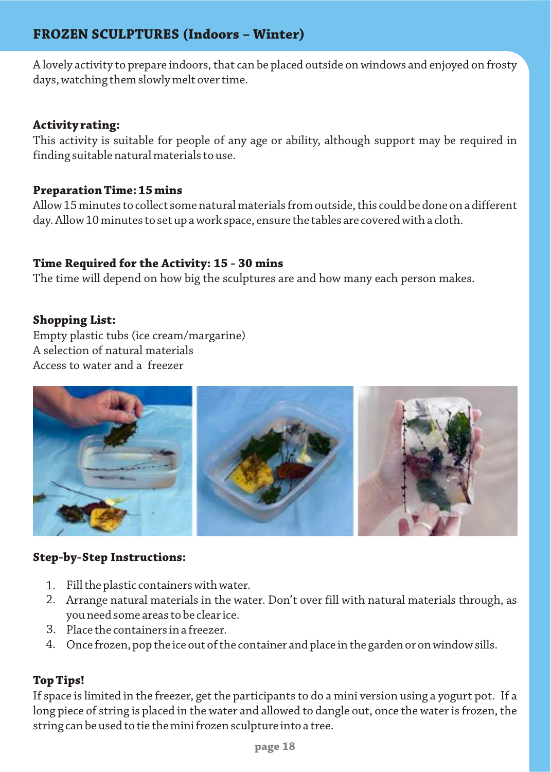## FROZEN SCULPTURES (Indoors – Winter)

A lovely activity to prepare indoors, that can be placed outside on windows and enjoyed on frosty days, watching them slowly melt over time.

**Activity rating:**
This activity is suitable for people of any age or ability, although support may be required in finding suitable natural materials to use.

**Preparation Time: 15 mins**
Allow 15 minutes to collect some natural materials from outside, this could be done on a different day. Allow 10 minutes to set up a work space, ensure the tables are covered with a cloth.

**Time Required for the Activity: 15 - 30 mins**
The time will depend on how big the sculptures are and how many each person makes.

**Shopping List:**
Empty plastic tubs (ice cream/margarine)
A selection of natural materials
Access to water and a freezer

**Step-by-Step Instructions:**

1. Fill the plastic containers with water.
2. Arrange natural materials in the water. Don't over fill with natural materials through, as you need some areas to be clear ice.
3. Place the containers in a freezer.
4. Once frozen, pop the ice out of the container and place in the garden or on window sills.

**Top Tips!**
If space is limited in the freezer, get the participants to do a mini version using a yogurt pot. If a long piece of string is placed in the water and allowed to dangle out, once the water is frozen, the string can be used to tie the mini frozen sculpture into a tree.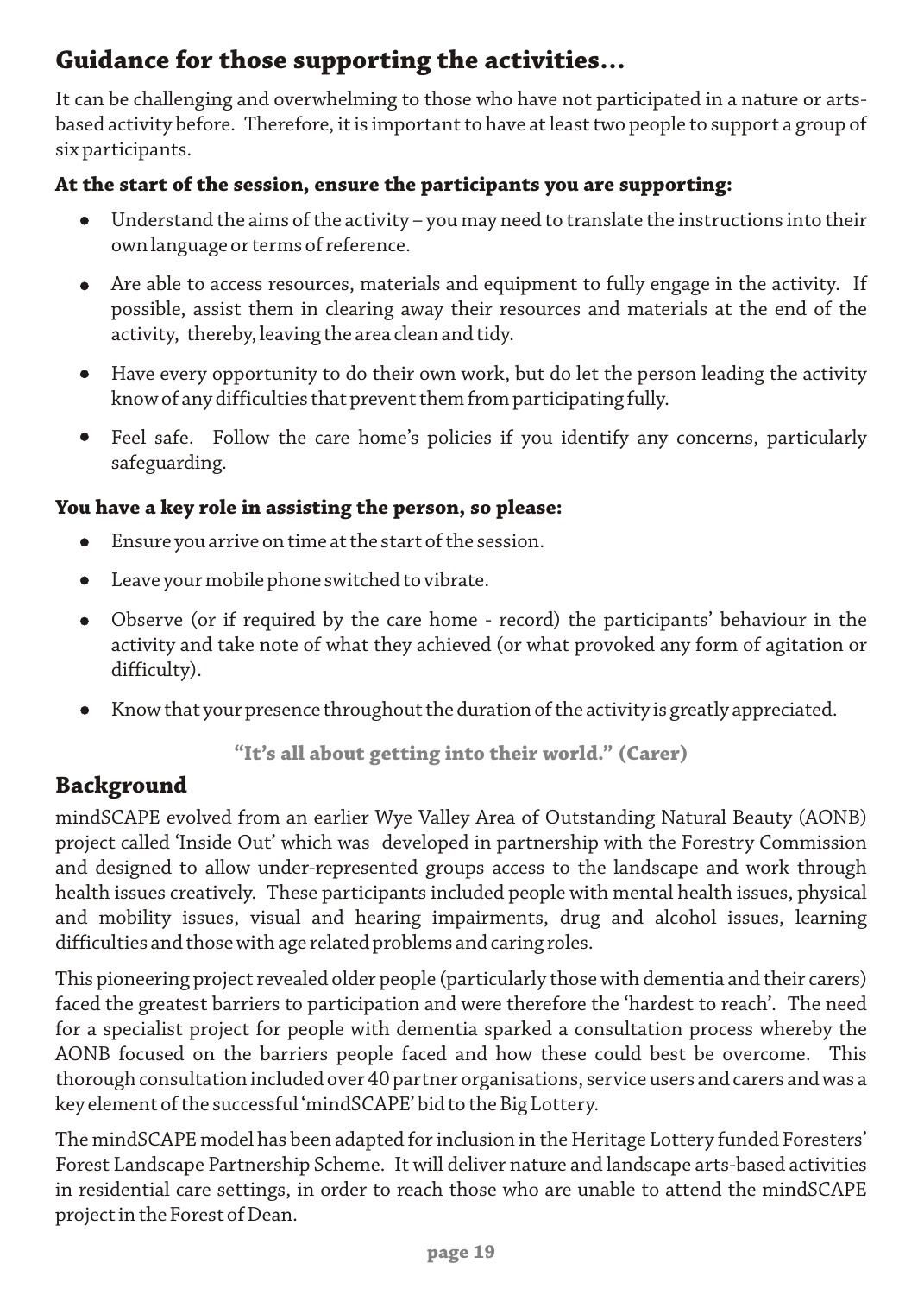## Guidance for those supporting the activities...

It can be challenging and overwhelming to those who have not participated in a nature or arts-based activity before. Therefore, it is important to have at least two people to support a group of six participants.

**At the start of the session, ensure the participants you are supporting:**

- Understand the aims of the activity – you may need to translate the instructions into their own language or terms of reference.
- Are able to access resources, materials and equipment to fully engage in the activity. If possible, assist them in clearing away their resources and materials at the end of the activity, thereby, leaving the area clean and tidy.
- Have every opportunity to do their own work, but do let the person leading the activity know of any difficulties that prevent them from participating fully.
- Feel safe. Follow the care home's policies if you identify any concerns, particularly safeguarding.

**You have a key role in assisting the person, so please:**

- Ensure you arrive on time at the start of the session.
- Leave your mobile phone switched to vibrate.
- Observe (or if required by the care home - record) the participants' behaviour in the activity and take note of what they achieved (or what provoked any form of agitation or difficulty).
- Know that your presence throughout the duration of the activity is greatly appreciated.

**"It's all about getting into their world." (Carer)**

## Background

mindSCAPE evolved from an earlier Wye Valley Area of Outstanding Natural Beauty (AONB) project called 'Inside Out' which was developed in partnership with the Forestry Commission and designed to allow under-represented groups access to the landscape and work through health issues creatively. These participants included people with mental health issues, physical and mobility issues, visual and hearing impairments, drug and alcohol issues, learning difficulties and those with age related problems and caring roles.

This pioneering project revealed older people (particularly those with dementia and their carers) faced the greatest barriers to participation and were therefore the 'hardest to reach'. The need for a specialist project for people with dementia sparked a consultation process whereby the AONB focused on the barriers people faced and how these could best be overcome. This thorough consultation included over 40 partner organisations, service users and carers and was a key element of the successful 'mindSCAPE' bid to the Big Lottery.

The mindSCAPE model has been adapted for inclusion in the Heritage Lottery funded Foresters' Forest Landscape Partnership Scheme. It will deliver nature and landscape arts-based activities in residential care settings, in order to reach those who are unable to attend the mindSCAPE project in the Forest of Dean.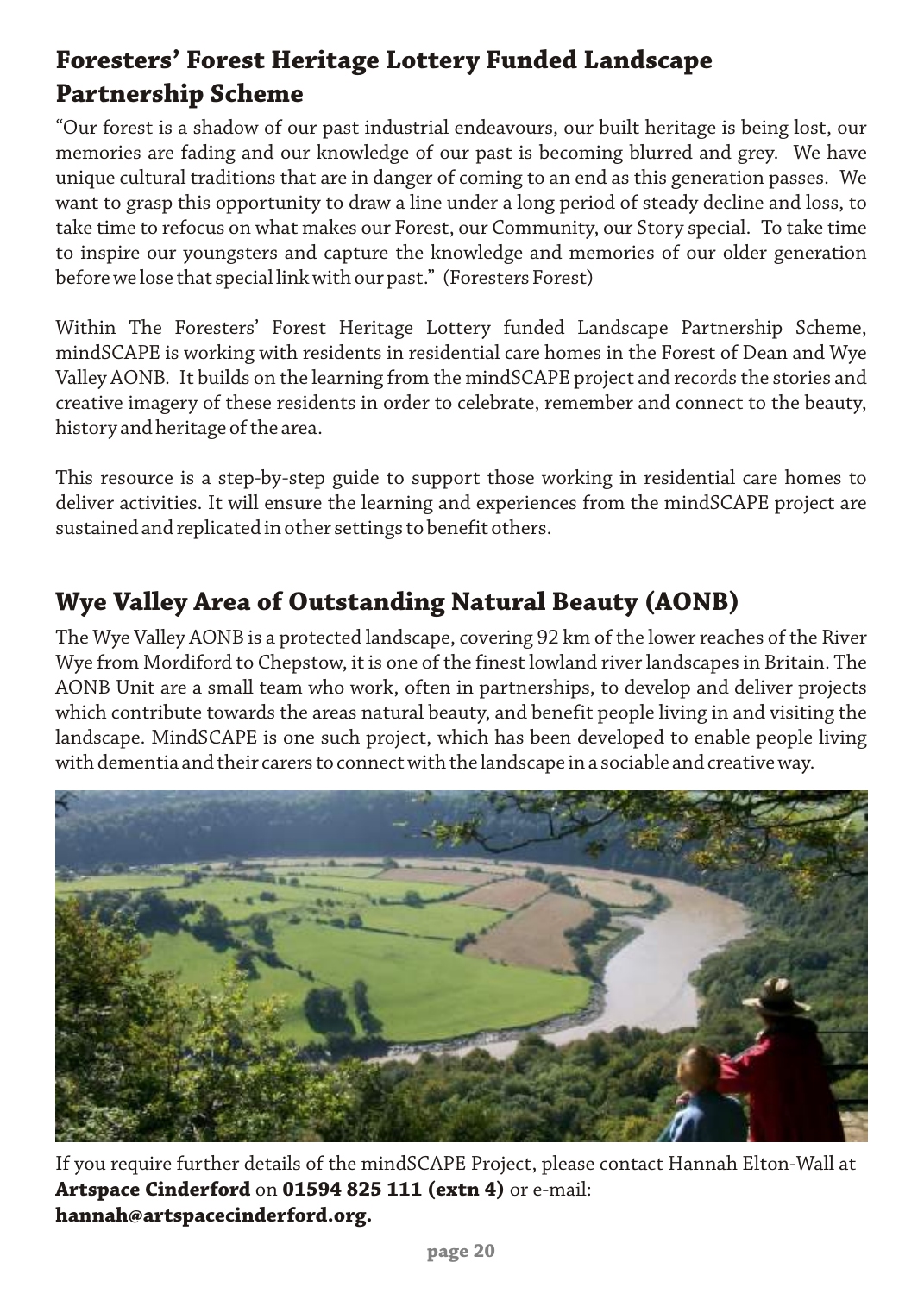## Foresters' Forest Heritage Lottery Funded Landscape Partnership Scheme

"Our forest is a shadow of our past industrial endeavours, our built heritage is being lost, our memories are fading and our knowledge of our past is becoming blurred and grey. We have unique cultural traditions that are in danger of coming to an end as this generation passes. We want to grasp this opportunity to draw a line under a long period of steady decline and loss, to take time to refocus on what makes our Forest, our Community, our Story special. To take time to inspire our youngsters and capture the knowledge and memories of our older generation before we lose that special link with our past." (Foresters Forest)

Within The Foresters' Forest Heritage Lottery funded Landscape Partnership Scheme, mindSCAPE is working with residents in residential care homes in the Forest of Dean and Wye Valley AONB. It builds on the learning from the mindSCAPE project and records the stories and creative imagery of these residents in order to celebrate, remember and connect to the beauty, history and heritage of the area.

This resource is a step-by-step guide to support those working in residential care homes to deliver activities. It will ensure the learning and experiences from the mindSCAPE project are sustained and replicated in other settings to benefit others.

## Wye Valley Area of Outstanding Natural Beauty (AONB)

The Wye Valley AONB is a protected landscape, covering 92 km of the lower reaches of the River Wye from Mordiford to Chepstow, it is one of the finest lowland river landscapes in Britain. The AONB Unit are a small team who work, often in partnerships, to develop and deliver projects which contribute towards the areas natural beauty, and benefit people living in and visiting the landscape. MindSCAPE is one such project, which has been developed to enable people living with dementia and their carers to connect with the landscape in a sociable and creative way.

If you require further details of the mindSCAPE Project, please contact Hannah Elton-Wall at **Artspace Cinderford** on **01594 825 111 (extn 4)** or e-mail: **hannah@artspacecinderford.org.**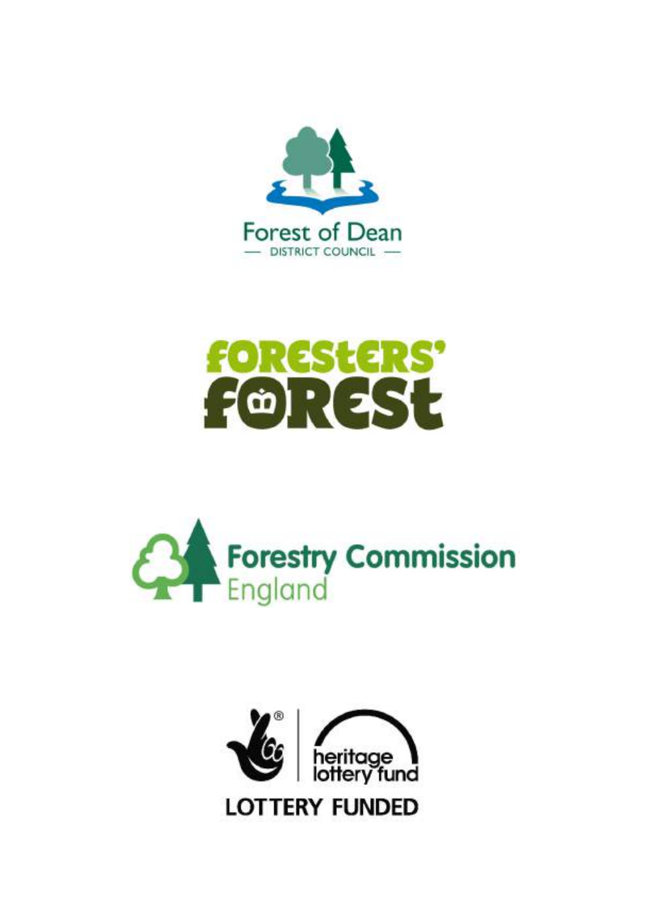Forest of Dean
DISTRICT COUNCIL

FORESTERS' FOREST

Forestry Commission England

heritage lottery fund

LOTTERY FUNDED